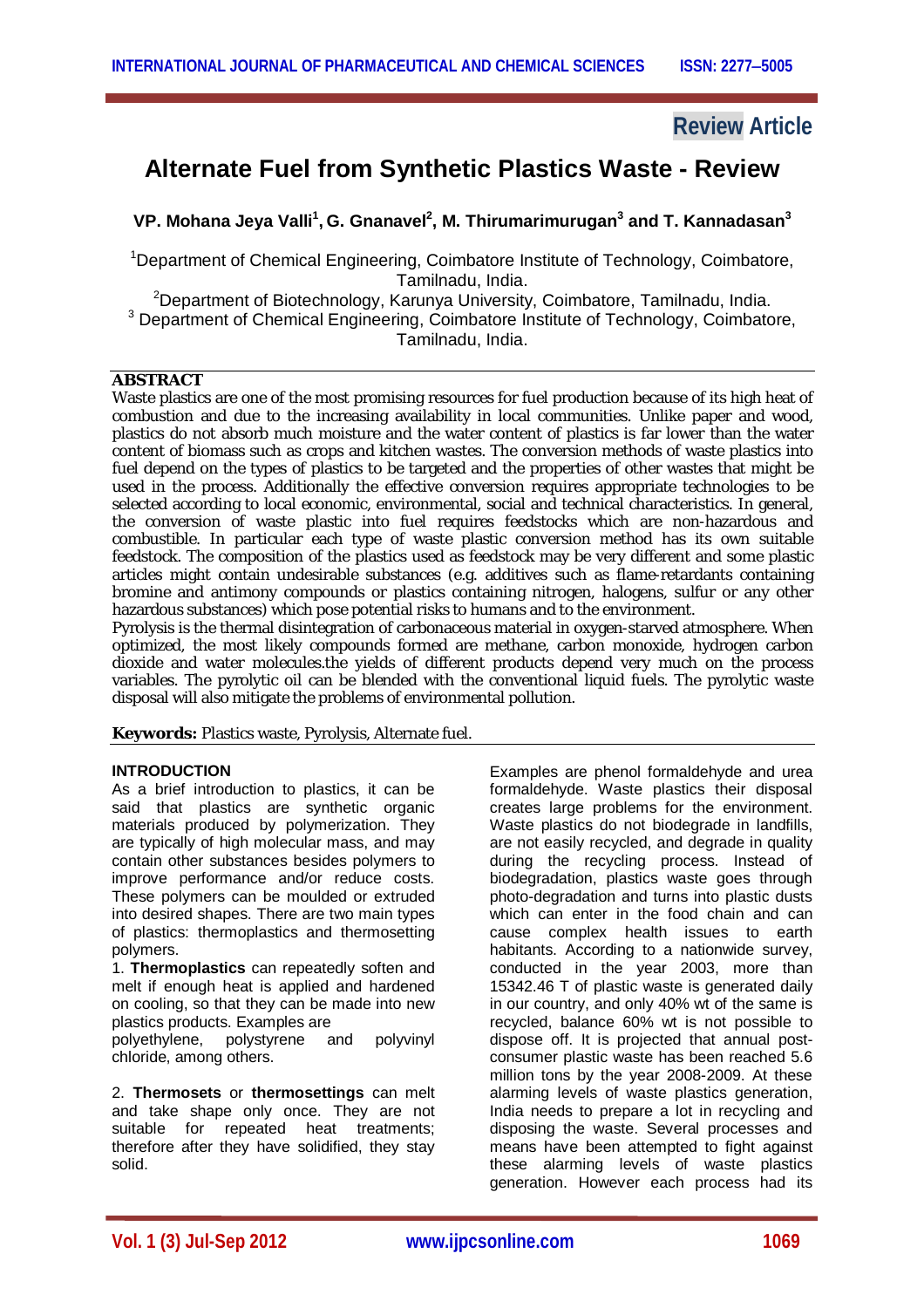**Review Article**

# Alternate Fuel from Synthetic Plastics Waste - Review

**VP. Mohana Jeya Valli[1], G. Gnanavel[2], M. Thirumarimurugan[3] and T. Kannadasan[3]**

[1]Department of Chemical Engineering, Coimbatore Institute of Technology, Coimbatore, Tamilnadu, India.

[2]Department of Biotechnology, Karunya University, Coimbatore, Tamilnadu, India.

[3] Department of Chemical Engineering, Coimbatore Institute of Technology, Coimbatore, Tamilnadu, India.

## ABSTRACT

Waste plastics are one of the most promising resources for fuel production because of its high heat of combustion and due to the increasing availability in local communities. Unlike paper and wood, plastics do not absorb much moisture and the water content of plastics is far lower than the water content of biomass such as crops and kitchen wastes. The conversion methods of waste plastics into fuel depend on the types of plastics to be targeted and the properties of other wastes that might be used in the process. Additionally the effective conversion requires appropriate technologies to be selected according to local economic, environmental, social and technical characteristics. In general, the conversion of waste plastic into fuel requires feedstocks which are non-hazardous and combustible. In particular each type of waste plastic conversion method has its own suitable feedstock. The composition of the plastics used as feedstock may be very different and some plastic articles might contain undesirable substances (e.g. additives such as flame-retardants containing bromine and antimony compounds or plastics containing nitrogen, halogens, sulfur or any other hazardous substances) which pose potential risks to humans and to the environment.

Pyrolysis is the thermal disintegration of carbonaceous material in oxygen-starved atmosphere. When optimized, the most likely compounds formed are methane, carbon monoxide, hydrogen carbon dioxide and water molecules.the yields of different products depend very much on the process variables. The pyrolytic oil can be blended with the conventional liquid fuels. The pyrolytic waste disposal will also mitigate the problems of environmental pollution.

**Keywords:** Plastics waste, Pyrolysis, Alternate fuel.

## INTRODUCTION

As a brief introduction to plastics, it can be said that plastics are synthetic organic materials produced by polymerization. They are typically of high molecular mass, and may contain other substances besides polymers to improve performance and/or reduce costs. These polymers can be moulded or extruded into desired shapes. There are two main types of plastics: thermoplastics and thermosetting polymers.

1. **Thermoplastics** can repeatedly soften and melt if enough heat is applied and hardened on cooling, so that they can be made into new plastics products. Examples are polyethylene, polystyrene and polyvinyl chloride, among others.

2. **Thermosets** or **thermosettings** can melt and take shape only once. They are not suitable for repeated heat treatments; therefore after they have solidified, they stay solid.

Examples are phenol formaldehyde and urea formaldehyde. Waste plastics their disposal creates large problems for the environment. Waste plastics do not biodegrade in landfills, are not easily recycled, and degrade in quality during the recycling process. Instead of biodegradation, plastics waste goes through photo-degradation and turns into plastic dusts which can enter in the food chain and can cause complex health issues to earth habitants. According to a nationwide survey, conducted in the year 2003, more than 15342.46 T of plastic waste is generated daily in our country, and only 40% wt of the same is recycled, balance 60% wt is not possible to dispose off. It is projected that annual post-consumer plastic waste has been reached 5.6 million tons by the year 2008-2009. At these alarming levels of waste plastics generation, India needs to prepare a lot in recycling and disposing the waste. Several processes and means have been attempted to fight against these alarming levels of waste plastics generation. However each process had its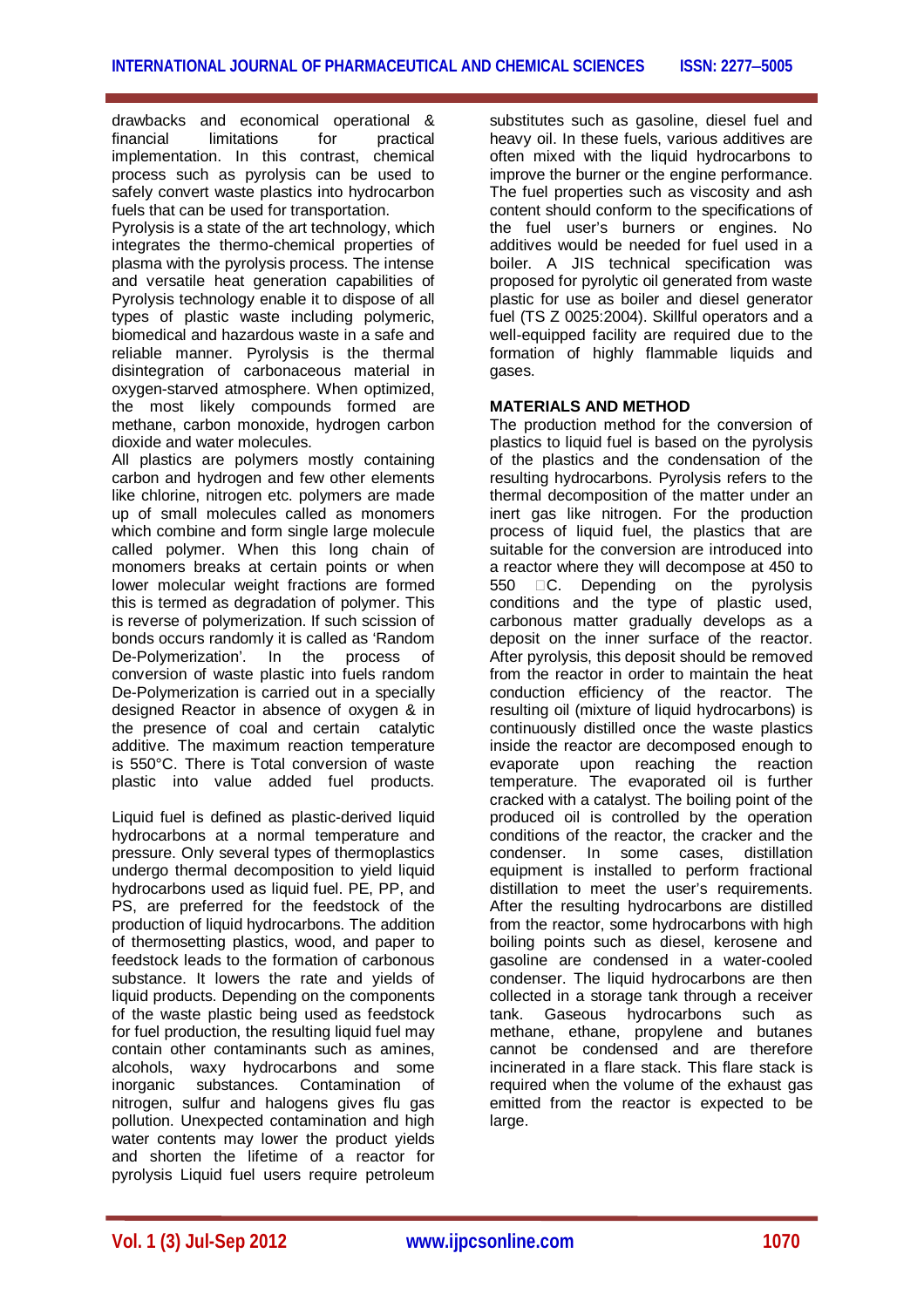drawbacks and economical operational & financial limitations for practical implementation. In this contrast, chemical process such as pyrolysis can be used to safely convert waste plastics into hydrocarbon fuels that can be used for transportation.

Pyrolysis is a state of the art technology, which integrates the thermo-chemical properties of plasma with the pyrolysis process. The intense and versatile heat generation capabilities of Pyrolysis technology enable it to dispose of all types of plastic waste including polymeric, biomedical and hazardous waste in a safe and reliable manner. Pyrolysis is the thermal disintegration of carbonaceous material in oxygen-starved atmosphere. When optimized, the most likely compounds formed are methane, carbon monoxide, hydrogen carbon dioxide and water molecules.

All plastics are polymers mostly containing carbon and hydrogen and few other elements like chlorine, nitrogen etc. polymers are made up of small molecules called as monomers which combine and form single large molecule called polymer. When this long chain of monomers breaks at certain points or when lower molecular weight fractions are formed this is termed as degradation of polymer. This is reverse of polymerization. If such scission of bonds occurs randomly it is called as 'Random De-Polymerization'. In the process of conversion of waste plastic into fuels random De-Polymerization is carried out in a specially designed Reactor in absence of oxygen & in the presence of coal and certain catalytic additive. The maximum reaction temperature is 550°C. There is Total conversion of waste plastic into value added fuel products.

Liquid fuel is defined as plastic-derived liquid hydrocarbons at a normal temperature and pressure. Only several types of thermoplastics undergo thermal decomposition to yield liquid hydrocarbons used as liquid fuel. PE, PP, and PS, are preferred for the feedstock of the production of liquid hydrocarbons. The addition of thermosetting plastics, wood, and paper to feedstock leads to the formation of carbonous substance. It lowers the rate and yields of liquid products. Depending on the components of the waste plastic being used as feedstock for fuel production, the resulting liquid fuel may contain other contaminants such as amines, alcohols, waxy hydrocarbons and some inorganic substances. Contamination of nitrogen, sulfur and halogens gives flu gas pollution. Unexpected contamination and high water contents may lower the product yields and shorten the lifetime of a reactor for pyrolysis Liquid fuel users require petroleum substitutes such as gasoline, diesel fuel and heavy oil. In these fuels, various additives are often mixed with the liquid hydrocarbons to improve the burner or the engine performance. The fuel properties such as viscosity and ash content should conform to the specifications of the fuel user's burners or engines. No additives would be needed for fuel used in a boiler. A JIS technical specification was proposed for pyrolytic oil generated from waste plastic for use as boiler and diesel generator fuel (TS Z 0025:2004). Skillful operators and a well-equipped facility are required due to the formation of highly flammable liquids and gases.

## MATERIALS AND METHOD

The production method for the conversion of plastics to liquid fuel is based on the pyrolysis of the plastics and the condensation of the resulting hydrocarbons. Pyrolysis refers to the thermal decomposition of the matter under an inert gas like nitrogen. For the production process of liquid fuel, the plastics that are suitable for the conversion are introduced into a reactor where they will decompose at 450 to 550 °C. Depending on the pyrolysis conditions and the type of plastic used, carbonous matter gradually develops as a deposit on the inner surface of the reactor. After pyrolysis, this deposit should be removed from the reactor in order to maintain the heat conduction efficiency of the reactor. The resulting oil (mixture of liquid hydrocarbons) is continuously distilled once the waste plastics inside the reactor are decomposed enough to evaporate upon reaching the reaction temperature. The evaporated oil is further cracked with a catalyst. The boiling point of the produced oil is controlled by the operation conditions of the reactor, the cracker and the condenser. In some cases, distillation equipment is installed to perform fractional distillation to meet the user's requirements. After the resulting hydrocarbons are distilled from the reactor, some hydrocarbons with high boiling points such as diesel, kerosene and gasoline are condensed in a water-cooled condenser. The liquid hydrocarbons are then collected in a storage tank through a receiver tank. Gaseous hydrocarbons such as methane, ethane, propylene and butanes cannot be condensed and are therefore incinerated in a flare stack. This flare stack is required when the volume of the exhaust gas emitted from the reactor is expected to be large.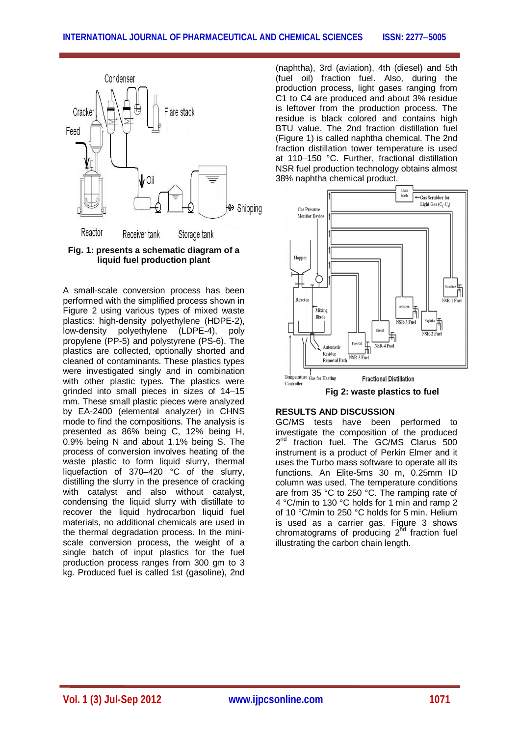Fig. 1: presents a schematic diagram of a liquid fuel production plant

A small-scale conversion process has been performed with the simplified process shown in Figure 2 using various types of mixed waste plastics: high-density polyethylene (HDPE-2), low-density polyethylene (LDPE-4), poly propylene (PP-5) and polystyrene (PS-6). The plastics are collected, optionally shorted and cleaned of contaminants. These plastics types were investigated singly and in combination with other plastic types. The plastics were grinded into small pieces in sizes of 14–15 mm. These small plastic pieces were analyzed by EA-2400 (elemental analyzer) in CHNS mode to find the compositions. The analysis is presented as 86% being C, 12% being H, 0.9% being N and about 1.1% being S. The process of conversion involves heating of the waste plastic to form liquid slurry, thermal liquefaction of 370–420 °C of the slurry, distilling the slurry in the presence of cracking with catalyst and also without catalyst, condensing the liquid slurry with distillate to recover the liquid hydrocarbon liquid fuel materials, no additional chemicals are used in the thermal degradation process. In the mini-scale conversion process, the weight of a single batch of input plastics for the fuel production process ranges from 300 gm to 3 kg. Produced fuel is called 1st (gasoline), 2nd (naphtha), 3rd (aviation), 4th (diesel) and 5th (fuel oil) fraction fuel. Also, during the production process, light gases ranging from C1 to C4 are produced and about 3% residue is leftover from the production process. The residue is black colored and contains high BTU value. The 2nd fraction distillation fuel (Figure 1) is called naphtha chemical. The 2nd fraction distillation tower temperature is used at 110–150 °C. Further, fractional distillation NSR fuel production technology obtains almost 38% naphtha chemical product.

Fig 2: waste plastics to fuel

## RESULTS AND DISCUSSION

GC/MS tests have been performed to investigate the composition of the produced 2nd fraction fuel. The GC/MS Clarus 500 instrument is a product of Perkin Elmer and it uses the Turbo mass software to operate all its functions. An Elite-5ms 30 m, 0.25mm ID column was used. The temperature conditions are from 35 °C to 250 °C. The ramping rate of 4 °C/min to 130 °C holds for 1 min and ramp 2 of 10 °C/min to 250 °C holds for 5 min. Helium is used as a carrier gas. Figure 3 shows chromatograms of producing 2nd fraction fuel illustrating the carbon chain length.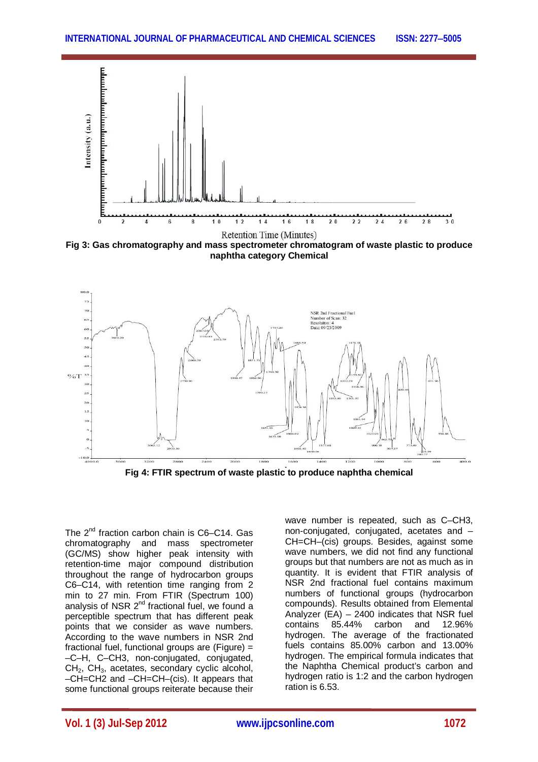Fig 3: Gas chromatography and mass spectrometer chromatogram of waste plastic to produce naphtha category Chemical

Fig 4: FTIR spectrum of waste plastic to produce naphtha chemical

The 2nd fraction carbon chain is C6–C14. Gas chromatography and mass spectrometer (GC/MS) show higher peak intensity with retention-time major compound distribution throughout the range of hydrocarbon groups C6–C14, with retention time ranging from 2 min to 27 min. From FTIR (Spectrum 100) analysis of NSR 2nd fractional fuel, we found a perceptible spectrum that has different peak points that we consider as wave numbers. According to the wave numbers in NSR 2nd fractional fuel, functional groups are (Figure) = –C–H, C–CH3, non-conjugated, conjugated, $CH_2$, $CH_3$, acetates, secondary cyclic alcohol, –CH=CH2 and –CH=CH–(cis). It appears that some functional groups reiterate because their wave number is repeated, such as C–CH3, non-conjugated, conjugated, acetates and –CH=CH–(cis) groups. Besides, against some wave numbers, we did not find any functional groups but that numbers are not as much as in quantity. It is evident that FTIR analysis of NSR 2nd fractional fuel contains maximum numbers of functional groups (hydrocarbon compounds). Results obtained from Elemental Analyzer (EA) – 2400 indicates that NSR fuel contains 85.44% carbon and 12.96% hydrogen. The average of the fractionated fuels contains 85.00% carbon and 13.00% hydrogen. The empirical formula indicates that the Naphtha Chemical product's carbon and hydrogen ratio is 1:2 and the carbon hydrogen ration is 6.53.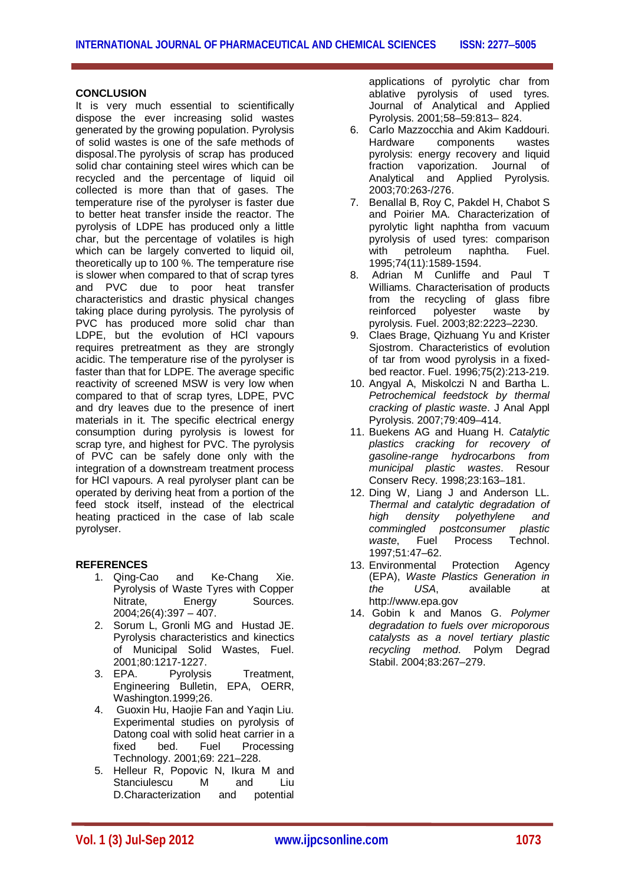## CONCLUSION

It is very much essential to scientifically dispose the ever increasing solid wastes generated by the growing population. Pyrolysis of solid wastes is one of the safe methods of disposal.The pyrolysis of scrap has produced solid char containing steel wires which can be recycled and the percentage of liquid oil collected is more than that of gases. The temperature rise of the pyrolyser is faster due to better heat transfer inside the reactor. The pyrolysis of LDPE has produced only a little char, but the percentage of volatiles is high which can be largely converted to liquid oil, theoretically up to 100 %. The temperature rise is slower when compared to that of scrap tyres and PVC due to poor heat transfer characteristics and drastic physical changes taking place during pyrolysis. The pyrolysis of PVC has produced more solid char than LDPE, but the evolution of HCl vapours requires pretreatment as they are strongly acidic. The temperature rise of the pyrolyser is faster than that for LDPE. The average specific reactivity of screened MSW is very low when compared to that of scrap tyres, LDPE, PVC and dry leaves due to the presence of inert materials in it. The specific electrical energy consumption during pyrolysis is lowest for scrap tyre, and highest for PVC. The pyrolysis of PVC can be safely done only with the integration of a downstream treatment process for HCl vapours. A real pyrolyser plant can be operated by deriving heat from a portion of the feed stock itself, instead of the electrical heating practiced in the case of lab scale pyrolyser.

## REFERENCES

1. Qing-Cao and Ke-Chang Xie. Pyrolysis of Waste Tyres with Copper Nitrate, Energy Sources. 2004;26(4):397 – 407.
2. Sorum L, Gronli MG and Hustad JE. Pyrolysis characteristics and kinectics of Municipal Solid Wastes, Fuel. 2001;80:1217-1227.
3. EPA. Pyrolysis Treatment, Engineering Bulletin, EPA, OERR, Washington.1999;26.
4. Guoxin Hu, Haojie Fan and Yaqin Liu. Experimental studies on pyrolysis of Datong coal with solid heat carrier in a fixed bed. Fuel Processing Technology. 2001;69: 221–228.
5. Helleur R, Popovic N, Ikura M and Stanciulescu M and Liu D.Characterization and potential applications of pyrolytic char from ablative pyrolysis of used tyres. Journal of Analytical and Applied Pyrolysis. 2001;58–59:813– 824.
6. Carlo Mazzocchia and Akim Kaddouri. Hardware components wastes pyrolysis: energy recovery and liquid fraction vaporization. Journal of Analytical and Applied Pyrolysis. 2003;70:263-/276.
7. Benallal B, Roy C, Pakdel H, Chabot S and Poirier MA. Characterization of pyrolytic light naphtha from vacuum pyrolysis of used tyres: comparison with petroleum naphtha. Fuel. 1995;74(11):1589-1594.
8. Adrian M Cunliffe and Paul T Williams. Characterisation of products from the recycling of glass fibre reinforced polyester waste by pyrolysis. Fuel. 2003;82:2223–2230.
9. Claes Brage, Qizhuang Yu and Krister Sjostrom. Characteristics of evolution of tar from wood pyrolysis in a fixed-bed reactor. Fuel. 1996;75(2):213-219.
10. Angyal A, Miskolczi N and Bartha L. *Petrochemical feedstock by thermal cracking of plastic waste*. J Anal Appl Pyrolysis. 2007;79:409–414.
11. Buekens AG and Huang H. *Catalytic plastics cracking for recovery of gasoline-range hydrocarbons from municipal plastic wastes*. Resour Conserv Recy. 1998;23:163–181.
12. Ding W, Liang J and Anderson LL. *Thermal and catalytic degradation of high density polyethylene and commingled postconsumer plastic waste*, Fuel Process Technol. 1997;51:47–62.
13. Environmental Protection Agency (EPA), *Waste Plastics Generation in the USA*, available at http://www.epa.gov
14. Gobin k and Manos G. *Polymer degradation to fuels over microporous catalysts as a novel tertiary plastic recycling method*. Polym Degrad Stabil. 2004;83:267–279.